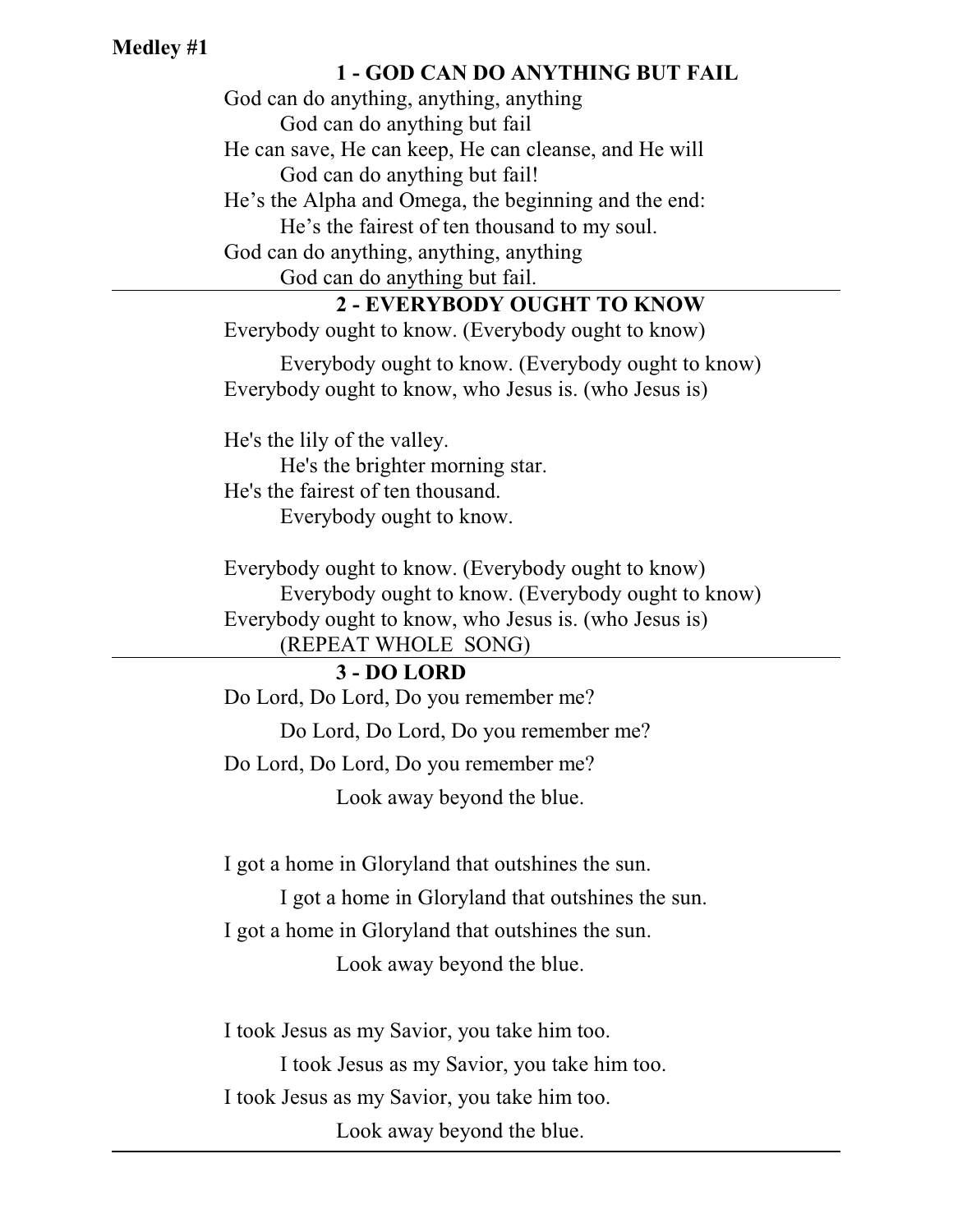**Medley #1**

### 1 - GOD CAN DO ANYTHING BUT FAIL

God can do anything, anything, anything
God can do anything but fail
He can save, He can keep, He can cleanse, and He will
God can do anything but fail!
He's the Alpha and Omega, the beginning and the end:
He's the fairest of ten thousand to my soul.
God can do anything, anything, anything
God can do anything but fail.

---

### 2 - EVERYBODY OUGHT TO KNOW

Everybody ought to know. (Everybody ought to know)
Everybody ought to know. (Everybody ought to know)
Everybody ought to know, who Jesus is. (who Jesus is)

He's the lily of the valley.
He's the brighter morning star.
He's the fairest of ten thousand.
Everybody ought to know.

Everybody ought to know. (Everybody ought to know)
Everybody ought to know. (Everybody ought to know)
Everybody ought to know, who Jesus is. (who Jesus is)
(REPEAT WHOLE SONG)

---

### 3 - DO LORD

Do Lord, Do Lord, Do you remember me?
Do Lord, Do Lord, Do you remember me?
Do Lord, Do Lord, Do you remember me?
Look away beyond the blue.

I got a home in Gloryland that outshines the sun.
I got a home in Gloryland that outshines the sun.
I got a home in Gloryland that outshines the sun.
Look away beyond the blue.

I took Jesus as my Savior, you take him too.
I took Jesus as my Savior, you take him too.
I took Jesus as my Savior, you take him too.
Look away beyond the blue.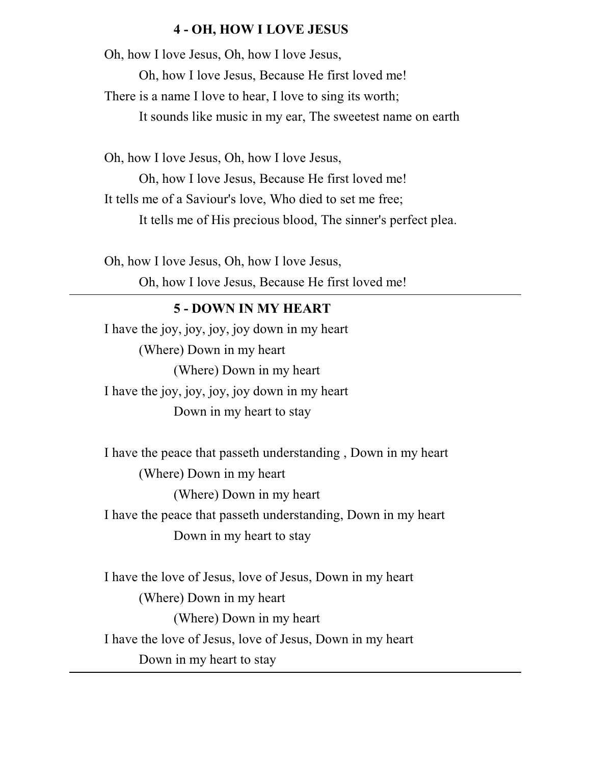### 4 - OH, HOW I LOVE JESUS

Oh, how I love Jesus, Oh, how I love Jesus,
Oh, how I love Jesus, Because He first loved me!
There is a name I love to hear, I love to sing its worth;
It sounds like music in my ear, The sweetest name on earth

Oh, how I love Jesus, Oh, how I love Jesus,
Oh, how I love Jesus, Because He first loved me!
It tells me of a Saviour's love, Who died to set me free;
It tells me of His precious blood, The sinner's perfect plea.

Oh, how I love Jesus, Oh, how I love Jesus,
Oh, how I love Jesus, Because He first loved me!

---

### 5 - DOWN IN MY HEART

I have the joy, joy, joy, joy down in my heart
(Where) Down in my heart
(Where) Down in my heart
I have the joy, joy, joy, joy down in my heart
Down in my heart to stay

I have the peace that passeth understanding , Down in my heart
(Where) Down in my heart
(Where) Down in my heart
I have the peace that passeth understanding, Down in my heart
Down in my heart to stay

I have the love of Jesus, love of Jesus, Down in my heart
(Where) Down in my heart
(Where) Down in my heart
I have the love of Jesus, love of Jesus, Down in my heart
Down in my heart to stay

---